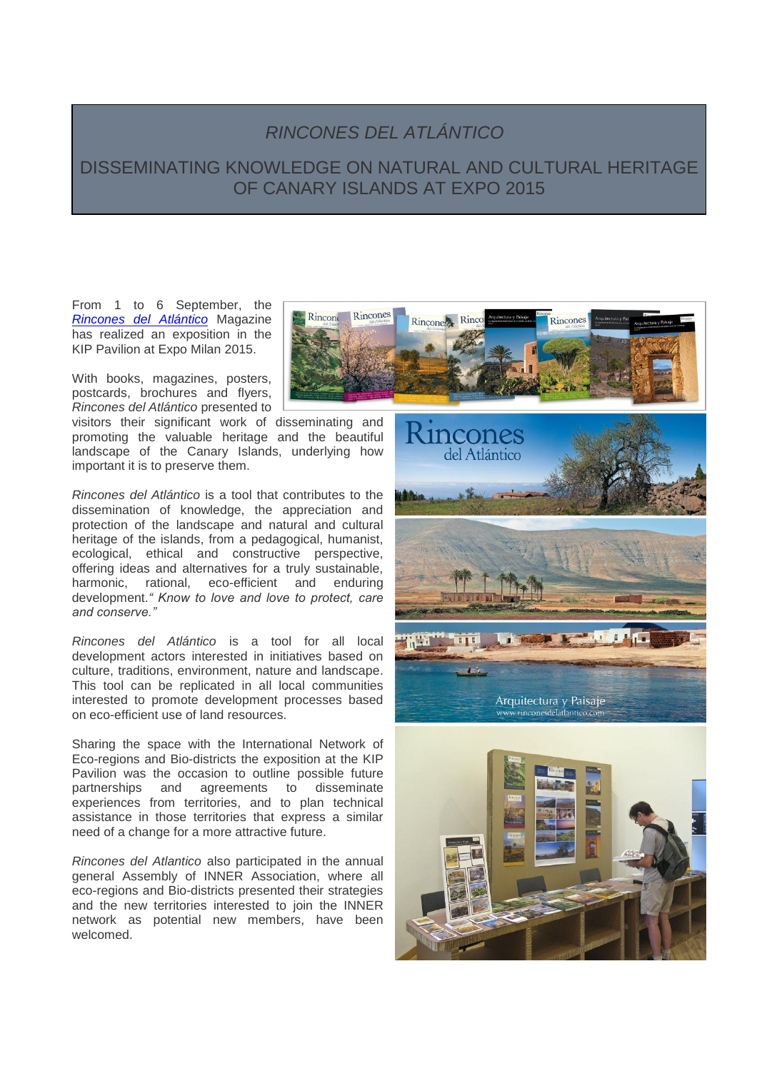# *RINCONES DEL ATLÁNTICO*

## DISSEMINATING KNOWLEDGE ON NATURAL AND CULTURAL HERITAGE OF CANARY ISLANDS AT EXPO 2015

From 1 to 6 September, the *Rincones del Atlántico* Magazine has realized an exposition in the KIP Pavilion at Expo Milan 2015.

With books, magazines, posters, postcards, brochures and flyers, *Rincones del Atlántico* presented to visitors their significant work of disseminating and promoting the valuable heritage and the beautiful landscape of the Canary Islands, underlying how important it is to preserve them.

*Rincones del Atlántico* is a tool that contributes to the dissemination of knowledge, the appreciation and protection of the landscape and natural and cultural heritage of the islands, from a pedagogical, humanist, ecological, ethical and constructive perspective, offering ideas and alternatives for a truly sustainable, harmonic, rational, eco-efficient and enduring development.*" Know to love and love to protect, care and conserve."*

*Rincones del Atlántico* is a tool for all local development actors interested in initiatives based on culture, traditions, environment, nature and landscape. This tool can be replicated in all local communities interested to promote development processes based on eco-efficient use of land resources.

Sharing the space with the International Network of Eco-regions and Bio-districts the exposition at the KIP Pavilion was the occasion to outline possible future partnerships and agreements to disseminate experiences from territories, and to plan technical assistance in those territories that express a similar need of a change for a more attractive future.

*Rincones del Atlantico* also participated in the annual general Assembly of INNER Association, where all eco-regions and Bio-districts presented their strategies and the new territories interested to join the INNER network as potential new members, have been welcomed.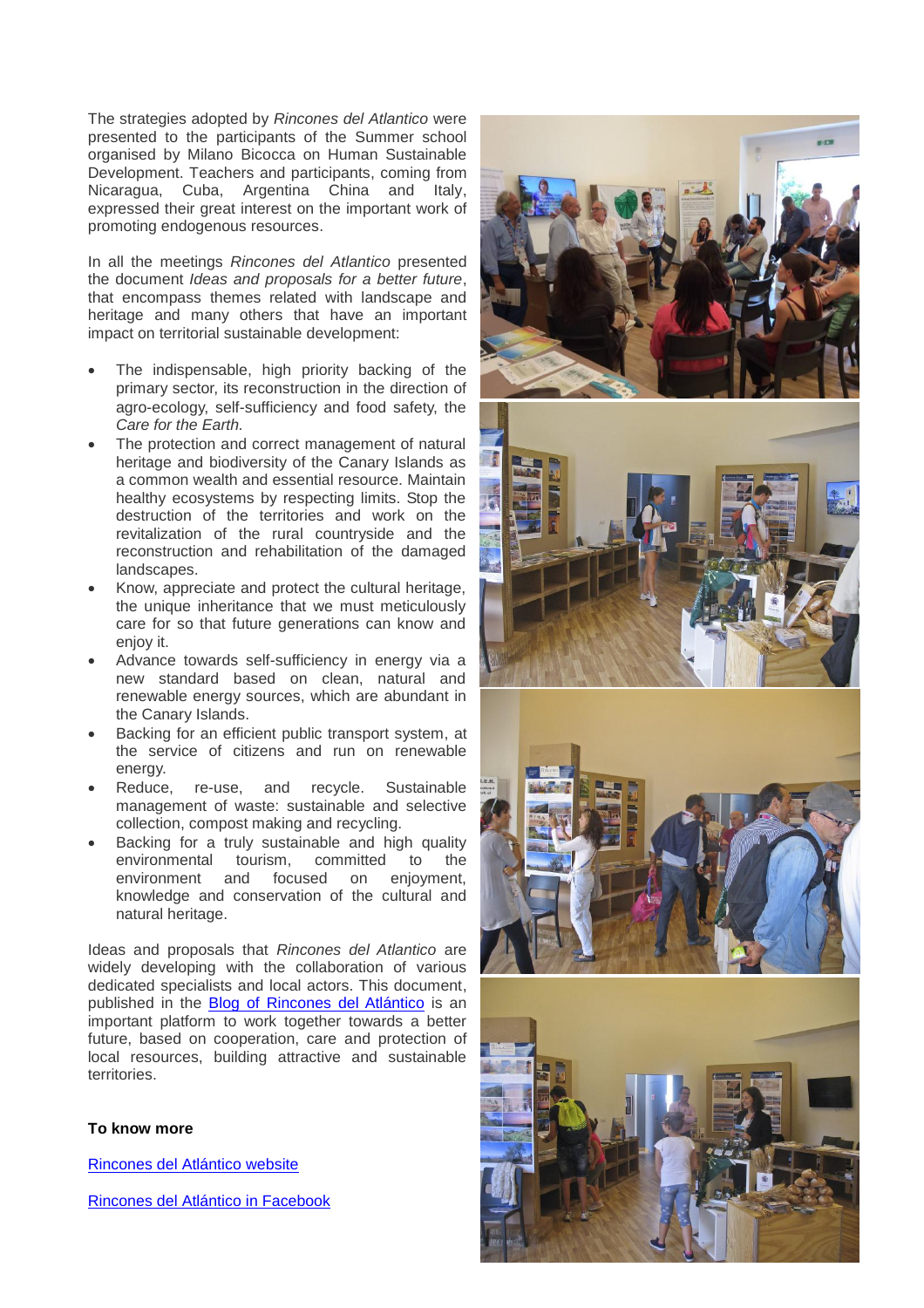The strategies adopted by *Rincones del Atlantico* were presented to the participants of the Summer school organised by Milano Bicocca on Human Sustainable Development. Teachers and participants, coming from Nicaragua, Cuba, Argentina China and Italy, expressed their great interest on the important work of promoting endogenous resources.

In all the meetings *Rincones del Atlantico* presented the document *Ideas and proposals for a better future*, that encompass themes related with landscape and heritage and many others that have an important impact on territorial sustainable development:

- The indispensable, high priority backing of the primary sector, its reconstruction in the direction of agro-ecology, self-sufficiency and food safety, the *Care for the Earth.*
- The protection and correct management of natural heritage and biodiversity of the Canary Islands as a common wealth and essential resource. Maintain healthy ecosystems by respecting limits. Stop the destruction of the territories and work on the revitalization of the rural countryside and the reconstruction and rehabilitation of the damaged landscapes.
- Know, appreciate and protect the cultural heritage, the unique inheritance that we must meticulously care for so that future generations can know and enjoy it.
- Advance towards self-sufficiency in energy via a new standard based on clean, natural and renewable energy sources, which are abundant in the Canary Islands.
- Backing for an efficient public transport system, at the service of citizens and run on renewable energy.
- Reduce, re-use, and recycle. Sustainable management of waste: sustainable and selective collection, compost making and recycling.
- Backing for a truly sustainable and high quality environmental tourism, committed to the environment and focused on enjoyment, knowledge and conservation of the cultural and natural heritage.

Ideas and proposals that *Rincones del Atlantico* are widely developing with the collaboration of various dedicated specialists and local actors. This document, published in the [Blog of Rincones del Atlántico]() is an important platform to work together towards a better future, based on cooperation, care and protection of local resources, building attractive and sustainable territories.

**To know more**

[Rincones del Atlántico website]()

[Rincones del Atlántico in Facebook]()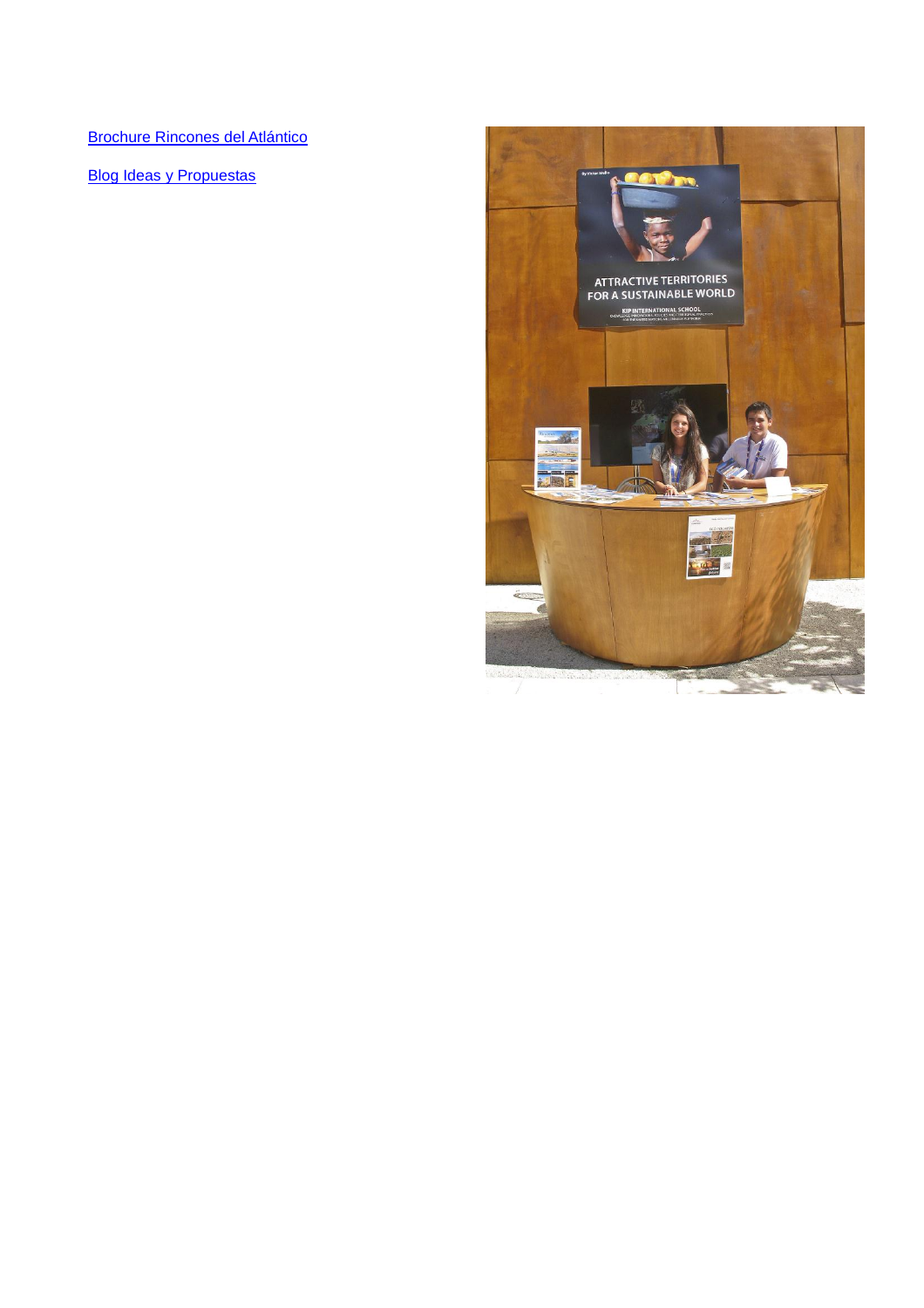Brochure Rincones del Atlántico

Blog Ideas y Propuestas